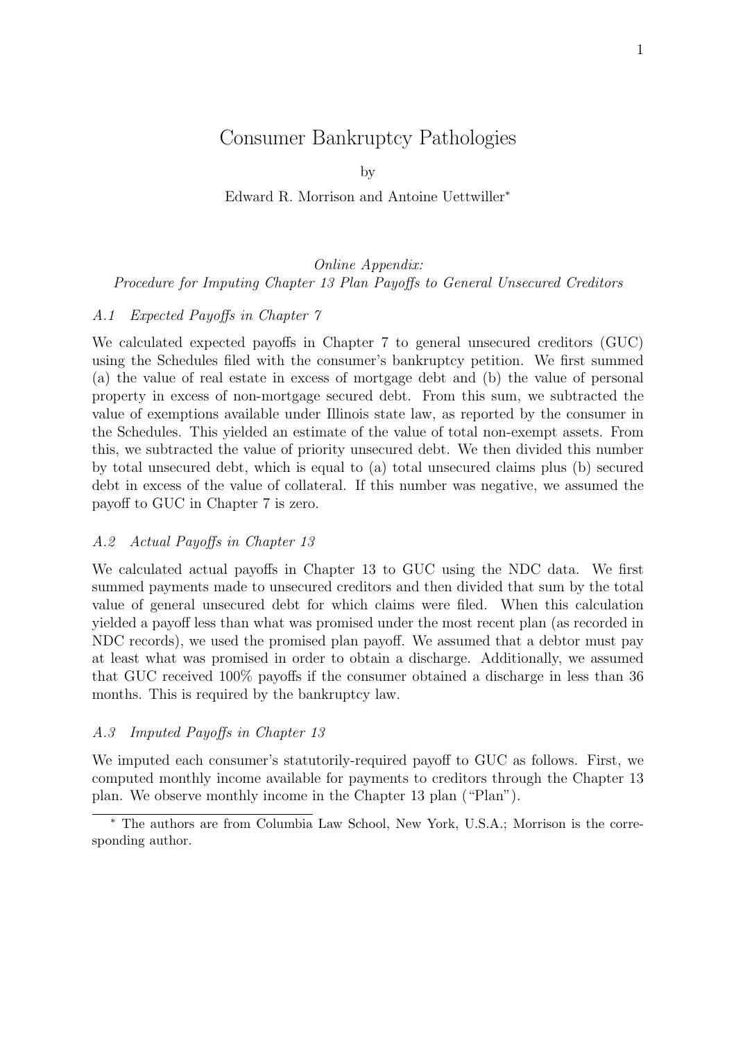# Consumer Bankruptcy Pathologies

by

Edward R. Morrison and Antoine Uettwiller*

*Online Appendix:*
*Procedure for Imputing Chapter 13 Plan Payoffs to General Unsecured Creditors*

### *A.1 Expected Payoffs in Chapter 7*

We calculated expected payoffs in Chapter 7 to general unsecured creditors (GUC) using the Schedules filed with the consumer's bankruptcy petition. We first summed (a) the value of real estate in excess of mortgage debt and (b) the value of personal property in excess of non-mortgage secured debt. From this sum, we subtracted the value of exemptions available under Illinois state law, as reported by the consumer in the Schedules. This yielded an estimate of the value of total non-exempt assets. From this, we subtracted the value of priority unsecured debt. We then divided this number by total unsecured debt, which is equal to (a) total unsecured claims plus (b) secured debt in excess of the value of collateral. If this number was negative, we assumed the payoff to GUC in Chapter 7 is zero.

### *A.2 Actual Payoffs in Chapter 13*

We calculated actual payoffs in Chapter 13 to GUC using the NDC data. We first summed payments made to unsecured creditors and then divided that sum by the total value of general unsecured debt for which claims were filed. When this calculation yielded a payoff less than what was promised under the most recent plan (as recorded in NDC records), we used the promised plan payoff. We assumed that a debtor must pay at least what was promised in order to obtain a discharge. Additionally, we assumed that GUC received 100% payoffs if the consumer obtained a discharge in less than 36 months. This is required by the bankruptcy law.

### *A.3 Imputed Payoffs in Chapter 13*

We imputed each consumer's statutorily-required payoff to GUC as follows. First, we computed monthly income available for payments to creditors through the Chapter 13 plan. We observe monthly income in the Chapter 13 plan ("Plan").

* The authors are from Columbia Law School, New York, U.S.A.; Morrison is the corresponding author.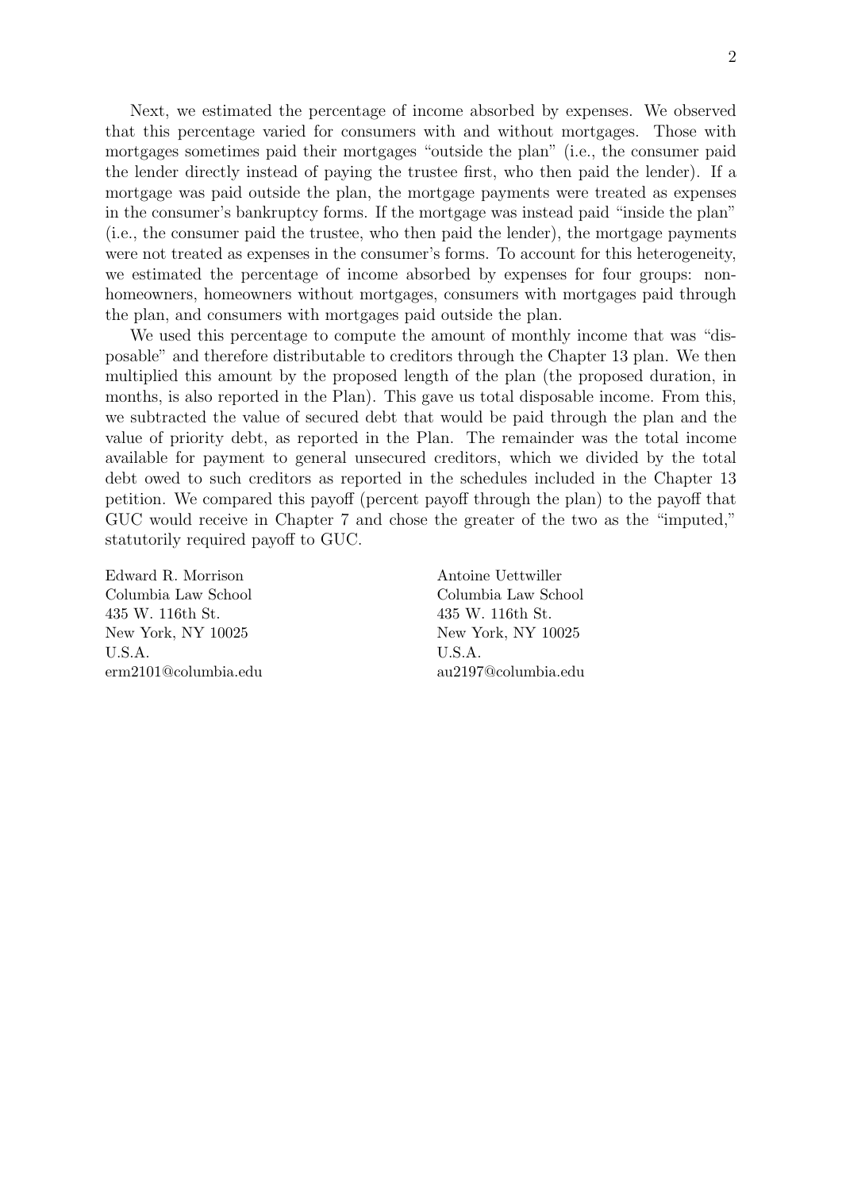Next, we estimated the percentage of income absorbed by expenses. We observed that this percentage varied for consumers with and without mortgages. Those with mortgages sometimes paid their mortgages "outside the plan" (i.e., the consumer paid the lender directly instead of paying the trustee first, who then paid the lender). If a mortgage was paid outside the plan, the mortgage payments were treated as expenses in the consumer's bankruptcy forms. If the mortgage was instead paid "inside the plan" (i.e., the consumer paid the trustee, who then paid the lender), the mortgage payments were not treated as expenses in the consumer's forms. To account for this heterogeneity, we estimated the percentage of income absorbed by expenses for four groups: non-homeowners, homeowners without mortgages, consumers with mortgages paid through the plan, and consumers with mortgages paid outside the plan.

We used this percentage to compute the amount of monthly income that was "disposable" and therefore distributable to creditors through the Chapter 13 plan. We then multiplied this amount by the proposed length of the plan (the proposed duration, in months, is also reported in the Plan). This gave us total disposable income. From this, we subtracted the value of secured debt that would be paid through the plan and the value of priority debt, as reported in the Plan. The remainder was the total income available for payment to general unsecured creditors, which we divided by the total debt owed to such creditors as reported in the schedules included in the Chapter 13 petition. We compared this payoff (percent payoff through the plan) to the payoff that GUC would receive in Chapter 7 and chose the greater of the two as the "imputed," statutorily required payoff to GUC.

Edward R. Morrison
Columbia Law School
435 W. 116th St.
New York, NY 10025
U.S.A.
erm2101@columbia.edu

Antoine Uettwiller
Columbia Law School
435 W. 116th St.
New York, NY 10025
U.S.A.
au2197@columbia.edu